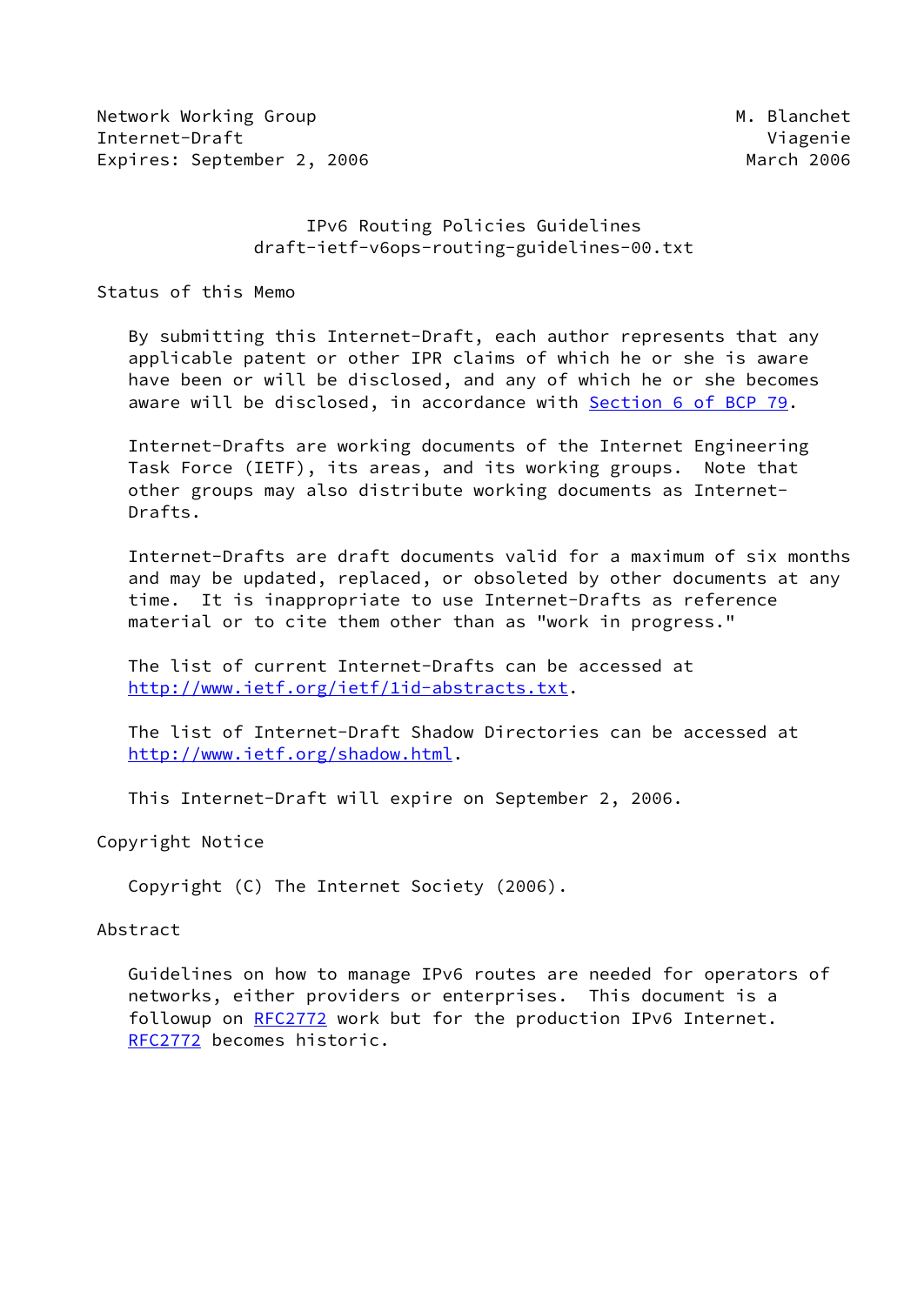Network Working Group M. Blanchet
Internet-Draft Viagenie
Expires: September 2, 2006 March 2006

# IPv6 Routing Policies Guidelines
draft-ietf-v6ops-routing-guidelines-00.txt

## Status of this Memo

By submitting this Internet-Draft, each author represents that any applicable patent or other IPR claims of which he or she is aware have been or will be disclosed, and any of which he or she becomes aware will be disclosed, in accordance with Section 6 of BCP 79.

Internet-Drafts are working documents of the Internet Engineering Task Force (IETF), its areas, and its working groups. Note that other groups may also distribute working documents as Internet-Drafts.

Internet-Drafts are draft documents valid for a maximum of six months and may be updated, replaced, or obsoleted by other documents at any time. It is inappropriate to use Internet-Drafts as reference material or to cite them other than as "work in progress."

The list of current Internet-Drafts can be accessed at http://www.ietf.org/ietf/1id-abstracts.txt.

The list of Internet-Draft Shadow Directories can be accessed at http://www.ietf.org/shadow.html.

This Internet-Draft will expire on September 2, 2006.

## Copyright Notice

Copyright (C) The Internet Society (2006).

## Abstract

Guidelines on how to manage IPv6 routes are needed for operators of networks, either providers or enterprises. This document is a followup on RFC2772 work but for the production IPv6 Internet. RFC2772 becomes historic.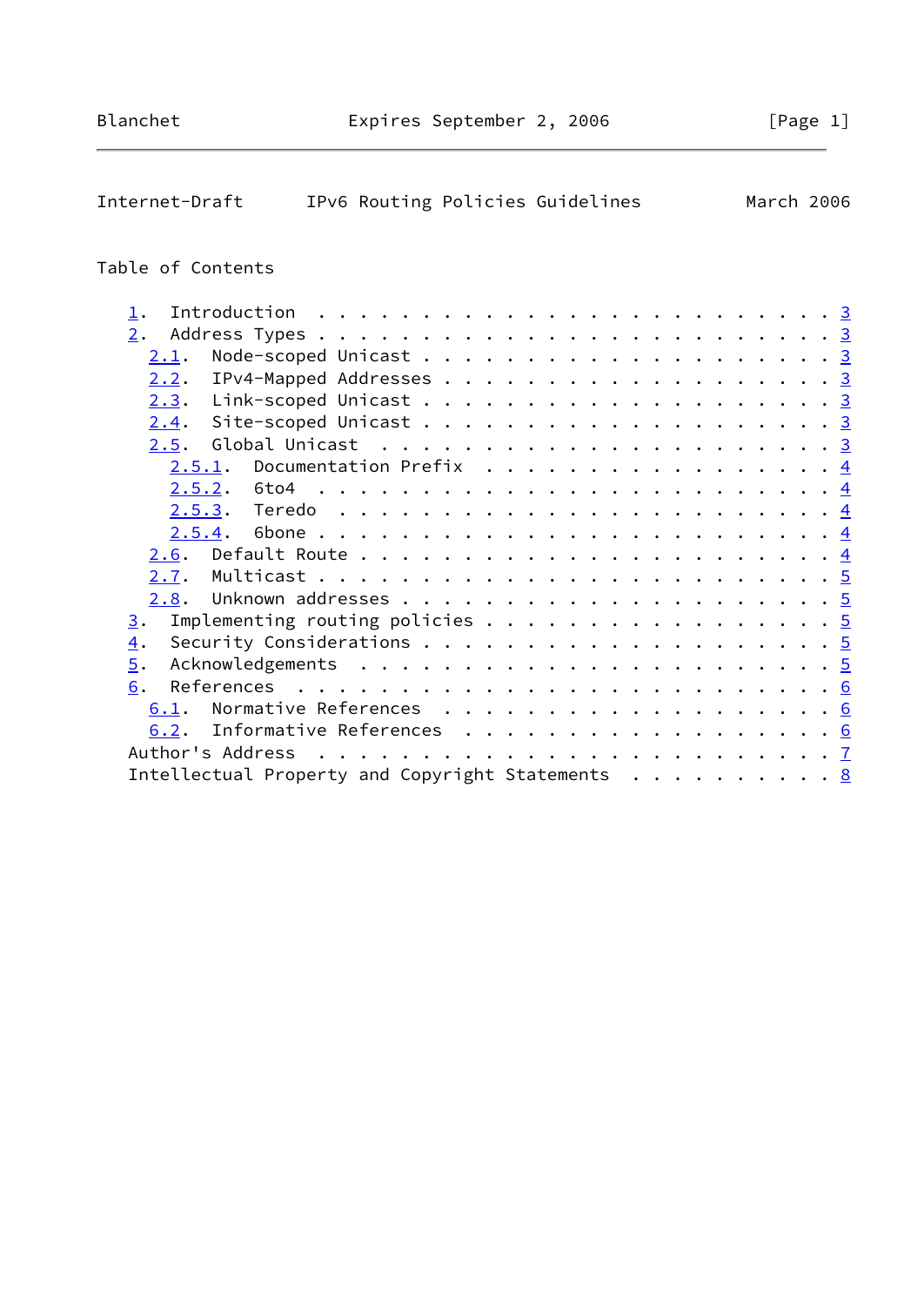## Table of Contents

- 1. Introduction . . . . . . . . . . . . . . . . . . . . . . . . 3
- 2. Address Types . . . . . . . . . . . . . . . . . . . . . . . . 3
  - 2.1. Node-scoped Unicast . . . . . . . . . . . . . . . . . . . 3
  - 2.2. IPv4-Mapped Addresses . . . . . . . . . . . . . . . . . . 3
  - 2.3. Link-scoped Unicast . . . . . . . . . . . . . . . . . . . 3
  - 2.4. Site-scoped Unicast . . . . . . . . . . . . . . . . . . . 3
  - 2.5. Global Unicast . . . . . . . . . . . . . . . . . . . . . 3
    - 2.5.1. Documentation Prefix . . . . . . . . . . . . . . . . 4
    - 2.5.2. 6to4 . . . . . . . . . . . . . . . . . . . . . . . . 4
    - 2.5.3. Teredo . . . . . . . . . . . . . . . . . . . . . . . 4
    - 2.5.4. 6bone . . . . . . . . . . . . . . . . . . . . . . . . 4
  - 2.6. Default Route . . . . . . . . . . . . . . . . . . . . . . 4
  - 2.7. Multicast . . . . . . . . . . . . . . . . . . . . . . . . 5
  - 2.8. Unknown addresses . . . . . . . . . . . . . . . . . . . . 5
- 3. Implementing routing policies . . . . . . . . . . . . . . . . 5
- 4. Security Considerations . . . . . . . . . . . . . . . . . . . 5
- 5. Acknowledgements . . . . . . . . . . . . . . . . . . . . . . 5
- 6. References . . . . . . . . . . . . . . . . . . . . . . . . . 6
  - 6.1. Normative References . . . . . . . . . . . . . . . . . . 6
  - 6.2. Informative References . . . . . . . . . . . . . . . . . 6
- Author's Address . . . . . . . . . . . . . . . . . . . . . . . . 7
- Intellectual Property and Copyright Statements . . . . . . . . . 8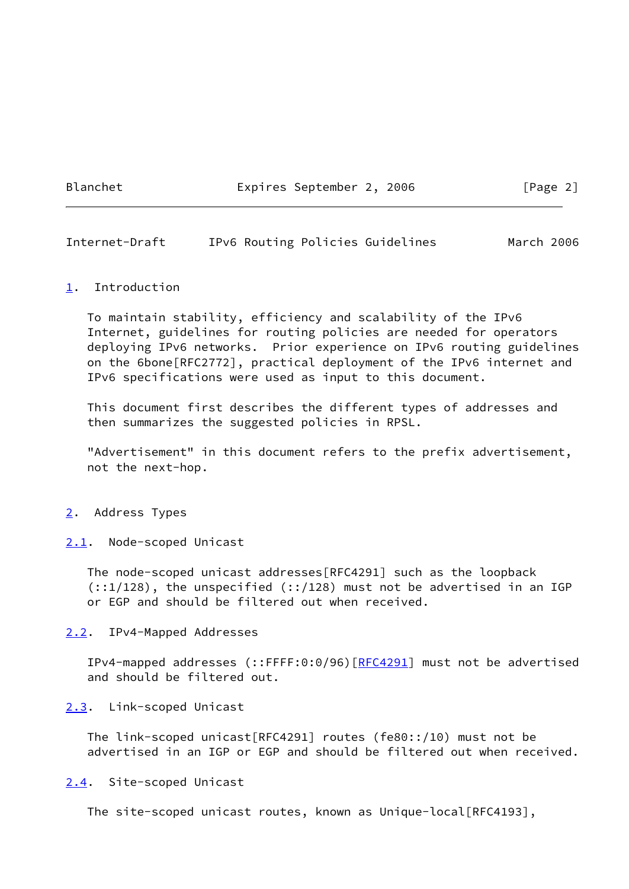## 1. Introduction

To maintain stability, efficiency and scalability of the IPv6 Internet, guidelines for routing policies are needed for operators deploying IPv6 networks. Prior experience on IPv6 routing guidelines on the 6bone[RFC2772], practical deployment of the IPv6 internet and IPv6 specifications were used as input to this document.

This document first describes the different types of addresses and then summarizes the suggested policies in RPSL.

"Advertisement" in this document refers to the prefix advertisement, not the next-hop.

## 2. Address Types

### 2.1. Node-scoped Unicast

The node-scoped unicast addresses[RFC4291] such as the loopback (::1/128), the unspecified (::/128) must not be advertised in an IGP or EGP and should be filtered out when received.

### 2.2. IPv4-Mapped Addresses

IPv4-mapped addresses (::FFFF:0:0/96)[RFC4291] must not be advertised and should be filtered out.

### 2.3. Link-scoped Unicast

The link-scoped unicast[RFC4291] routes (fe80::/10) must not be advertised in an IGP or EGP and should be filtered out when received.

### 2.4. Site-scoped Unicast

The site-scoped unicast routes, known as Unique-local[RFC4193],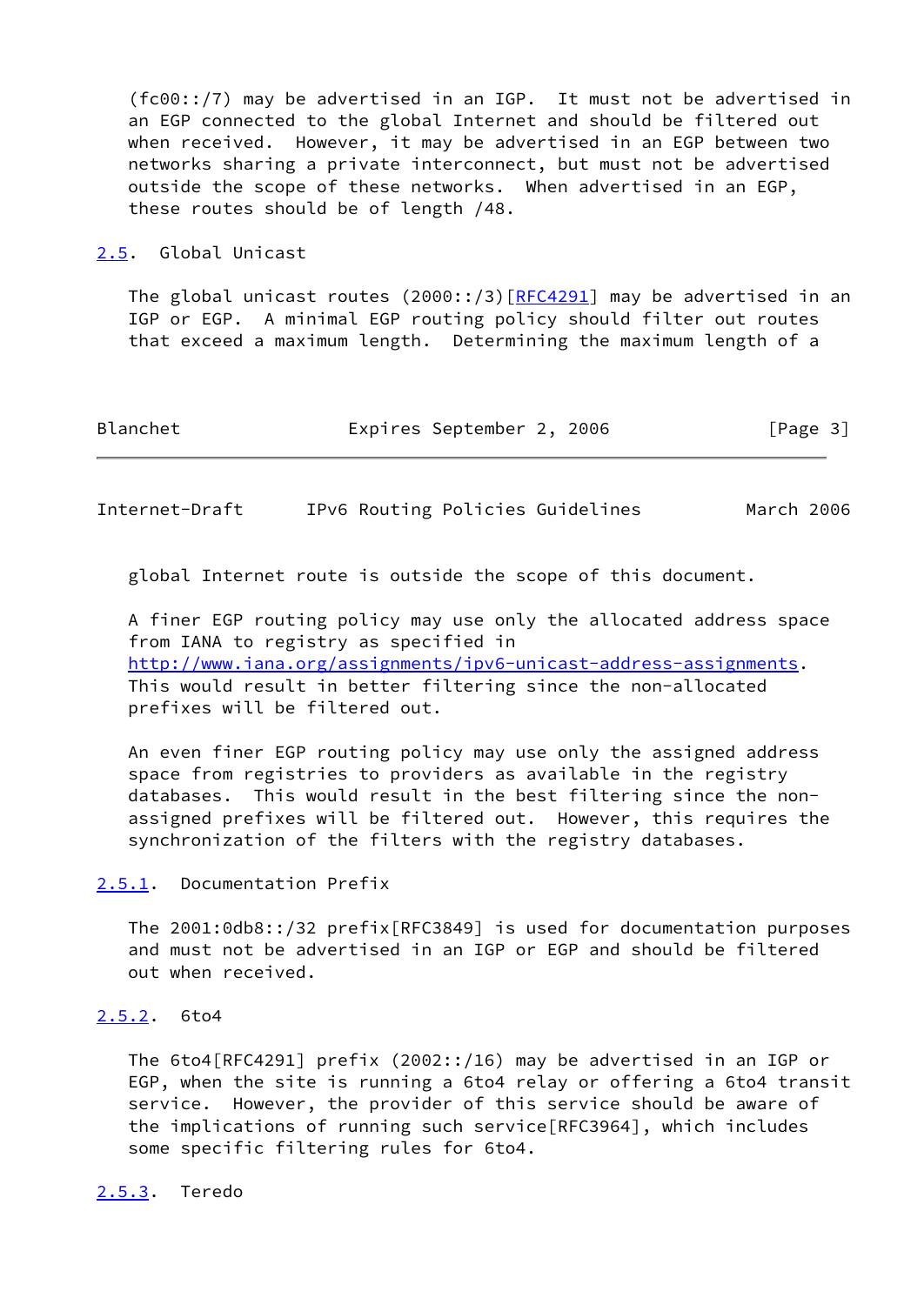(fc00::/7) may be advertised in an IGP. It must not be advertised in an EGP connected to the global Internet and should be filtered out when received. However, it may be advertised in an EGP between two networks sharing a private interconnect, but must not be advertised outside the scope of these networks. When advertised in an EGP, these routes should be of length /48.

### 2.5. Global Unicast

The global unicast routes (2000::/3)[RFC4291] may be advertised in an IGP or EGP. A minimal EGP routing policy should filter out routes that exceed a maximum length. Determining the maximum length of a global Internet route is outside the scope of this document.

A finer EGP routing policy may use only the allocated address space from IANA to registry as specified in http://www.iana.org/assignments/ipv6-unicast-address-assignments. This would result in better filtering since the non-allocated prefixes will be filtered out.

An even finer EGP routing policy may use only the assigned address space from registries to providers as available in the registry databases. This would result in the best filtering since the non-assigned prefixes will be filtered out. However, this requires the synchronization of the filters with the registry databases.

#### 2.5.1. Documentation Prefix

The 2001:0db8::/32 prefix[RFC3849] is used for documentation purposes and must not be advertised in an IGP or EGP and should be filtered out when received.

#### 2.5.2. 6to4

The 6to4[RFC4291] prefix (2002::/16) may be advertised in an IGP or EGP, when the site is running a 6to4 relay or offering a 6to4 transit service. However, the provider of this service should be aware of the implications of running such service[RFC3964], which includes some specific filtering rules for 6to4.

#### 2.5.3. Teredo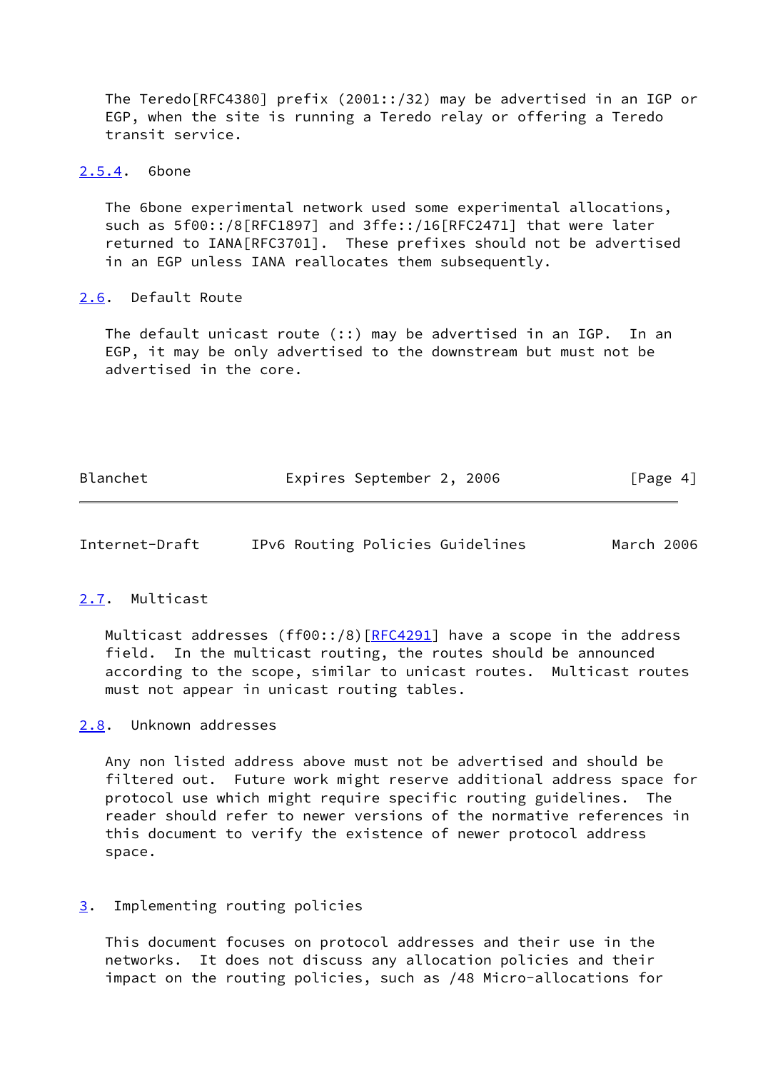The Teredo[RFC4380] prefix (2001::/32) may be advertised in an IGP or EGP, when the site is running a Teredo relay or offering a Teredo transit service.

### 2.5.4. 6bone

The 6bone experimental network used some experimental allocations, such as 5f00::/8[RFC1897] and 3ffe::/16[RFC2471] that were later returned to IANA[RFC3701]. These prefixes should not be advertised in an EGP unless IANA reallocates them subsequently.

## 2.6. Default Route

The default unicast route (::) may be advertised in an IGP. In an EGP, it may be only advertised to the downstream but must not be advertised in the core.

## 2.7. Multicast

Multicast addresses (ff00::/8)[RFC4291] have a scope in the address field. In the multicast routing, the routes should be announced according to the scope, similar to unicast routes. Multicast routes must not appear in unicast routing tables.

## 2.8. Unknown addresses

Any non listed address above must not be advertised and should be filtered out. Future work might reserve additional address space for protocol use which might require specific routing guidelines. The reader should refer to newer versions of the normative references in this document to verify the existence of newer protocol address space.

# 3. Implementing routing policies

This document focuses on protocol addresses and their use in the networks. It does not discuss any allocation policies and their impact on the routing policies, such as /48 Micro-allocations for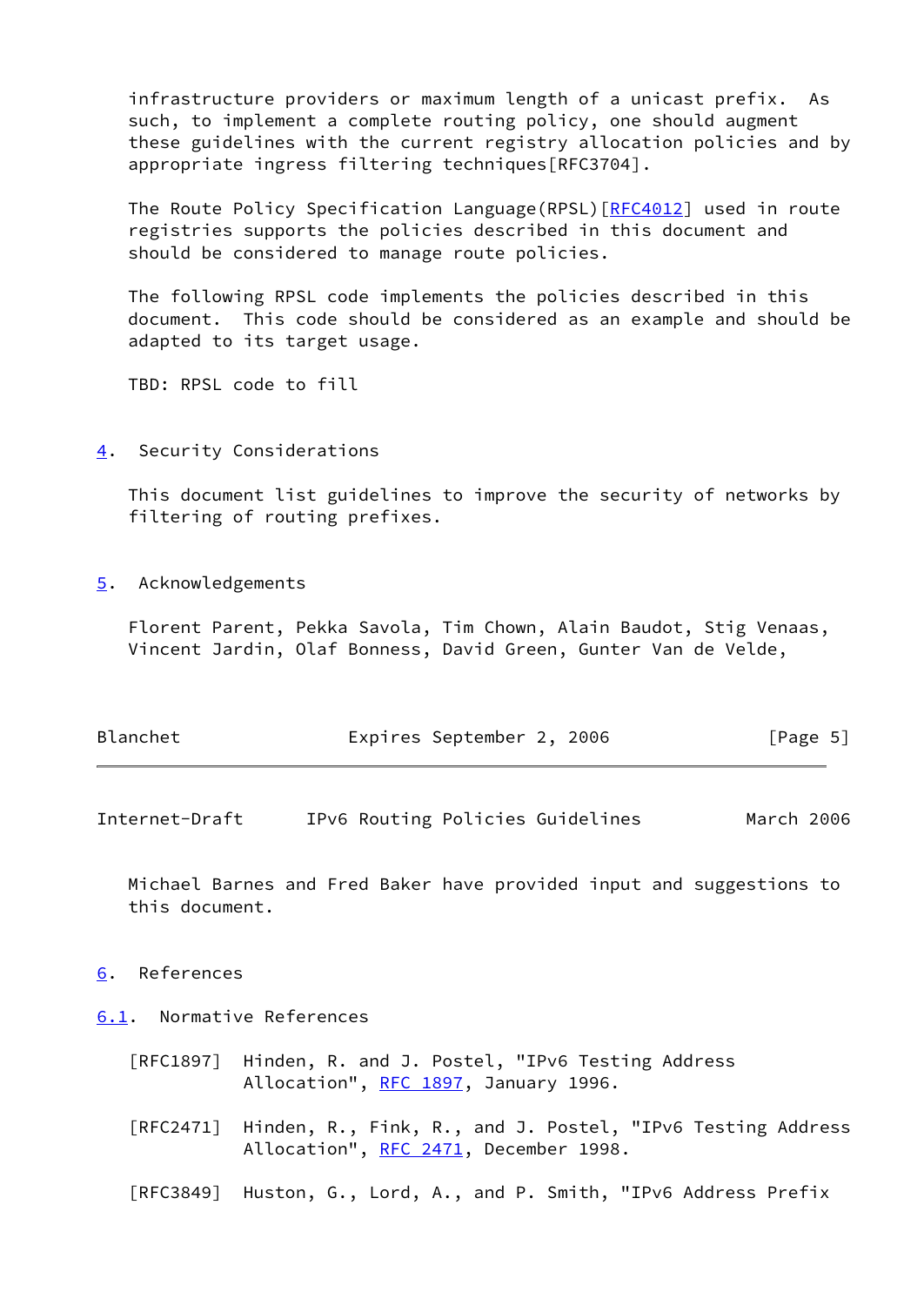infrastructure providers or maximum length of a unicast prefix. As such, to implement a complete routing policy, one should augment these guidelines with the current registry allocation policies and by appropriate ingress filtering techniques[RFC3704].

The Route Policy Specification Language(RPSL)[RFC4012] used in route registries supports the policies described in this document and should be considered to manage route policies.

The following RPSL code implements the policies described in this document. This code should be considered as an example and should be adapted to its target usage.

TBD: RPSL code to fill

## 4. Security Considerations

This document list guidelines to improve the security of networks by filtering of routing prefixes.

## 5. Acknowledgements

Florent Parent, Pekka Savola, Tim Chown, Alain Baudot, Stig Venaas, Vincent Jardin, Olaf Bonness, David Green, Gunter Van de Velde, Michael Barnes and Fred Baker have provided input and suggestions to this document.

## 6. References

### 6.1. Normative References

[RFC1897] Hinden, R. and J. Postel, "IPv6 Testing Address Allocation", RFC 1897, January 1996.

[RFC2471] Hinden, R., Fink, R., and J. Postel, "IPv6 Testing Address Allocation", RFC 2471, December 1998.

[RFC3849] Huston, G., Lord, A., and P. Smith, "IPv6 Address Prefix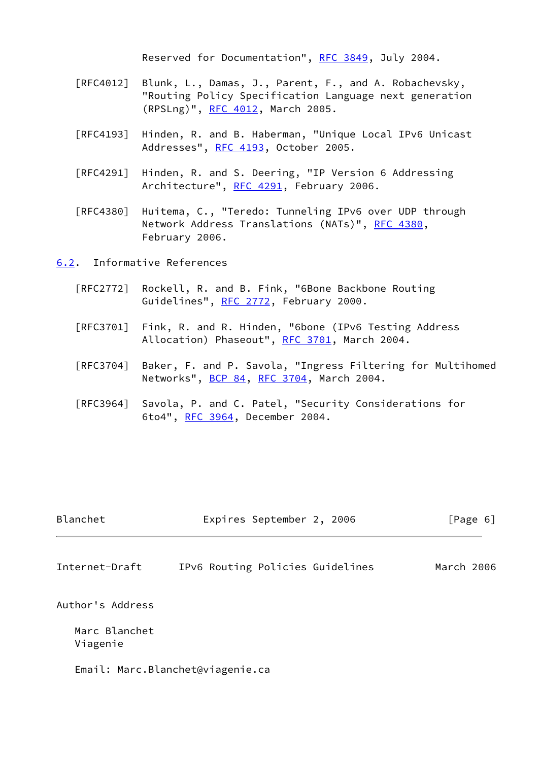Reserved for Documentation", RFC 3849, July 2004.

[RFC4012] Blunk, L., Damas, J., Parent, F., and A. Robachevsky, "Routing Policy Specification Language next generation (RPSLng)", RFC 4012, March 2005.

[RFC4193] Hinden, R. and B. Haberman, "Unique Local IPv6 Unicast Addresses", RFC 4193, October 2005.

[RFC4291] Hinden, R. and S. Deering, "IP Version 6 Addressing Architecture", RFC 4291, February 2006.

[RFC4380] Huitema, C., "Teredo: Tunneling IPv6 over UDP through Network Address Translations (NATs)", RFC 4380, February 2006.

### 6.2. Informative References

[RFC2772] Rockell, R. and B. Fink, "6Bone Backbone Routing Guidelines", RFC 2772, February 2000.

[RFC3701] Fink, R. and R. Hinden, "6bone (IPv6 Testing Address Allocation) Phaseout", RFC 3701, March 2004.

[RFC3704] Baker, F. and P. Savola, "Ingress Filtering for Multihomed Networks", BCP 84, RFC 3704, March 2004.

[RFC3964] Savola, P. and C. Patel, "Security Considerations for 6to4", RFC 3964, December 2004.

## Author's Address

Marc Blanchet
Viagenie

Email: Marc.Blanchet@viagenie.ca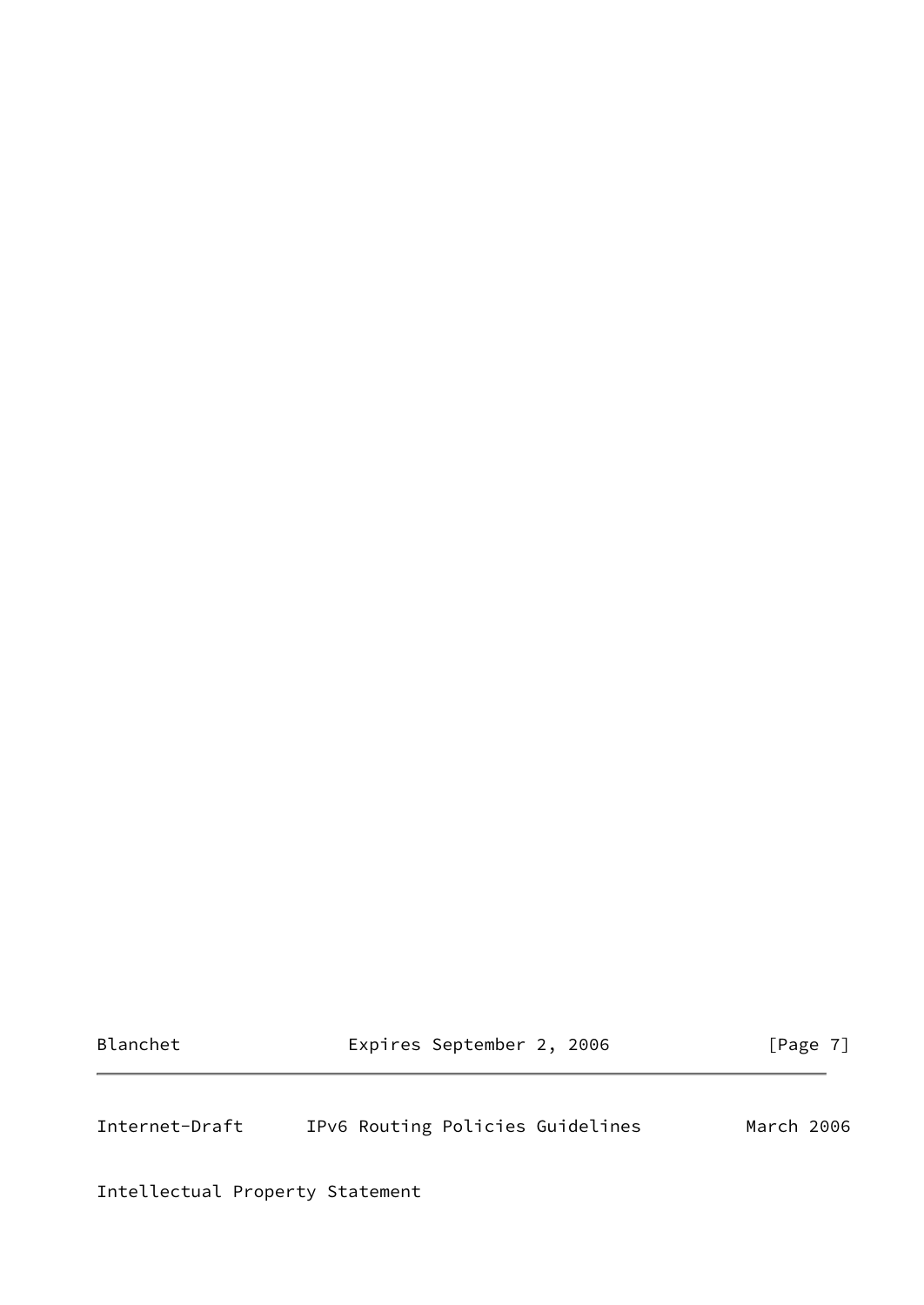Intellectual Property Statement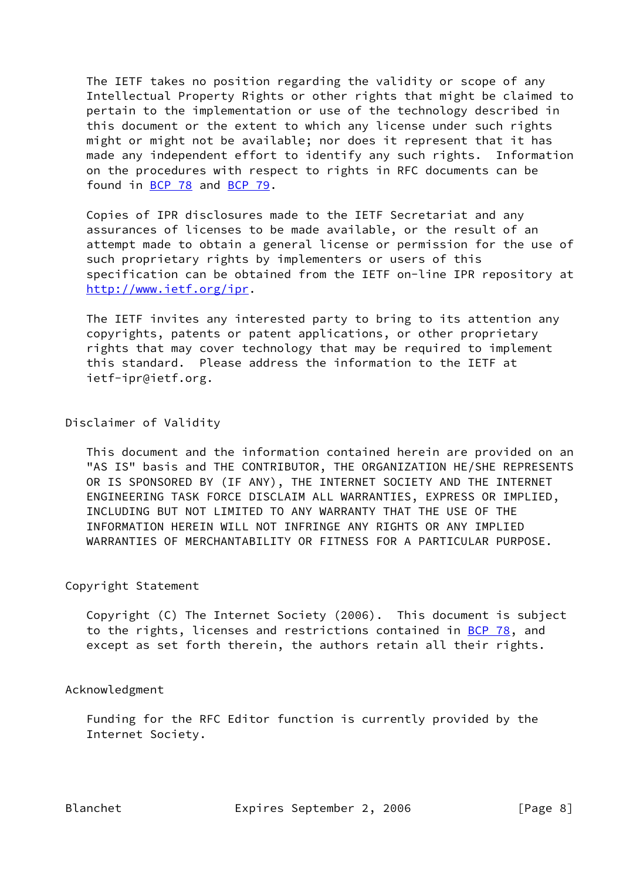The IETF takes no position regarding the validity or scope of any Intellectual Property Rights or other rights that might be claimed to pertain to the implementation or use of the technology described in this document or the extent to which any license under such rights might or might not be available; nor does it represent that it has made any independent effort to identify any such rights. Information on the procedures with respect to rights in RFC documents can be found in BCP 78 and BCP 79.

Copies of IPR disclosures made to the IETF Secretariat and any assurances of licenses to be made available, or the result of an attempt made to obtain a general license or permission for the use of such proprietary rights by implementers or users of this specification can be obtained from the IETF on-line IPR repository at http://www.ietf.org/ipr.

The IETF invites any interested party to bring to its attention any copyrights, patents or patent applications, or other proprietary rights that may cover technology that may be required to implement this standard. Please address the information to the IETF at ietf-ipr@ietf.org.

## Disclaimer of Validity

This document and the information contained herein are provided on an "AS IS" basis and THE CONTRIBUTOR, THE ORGANIZATION HE/SHE REPRESENTS OR IS SPONSORED BY (IF ANY), THE INTERNET SOCIETY AND THE INTERNET ENGINEERING TASK FORCE DISCLAIM ALL WARRANTIES, EXPRESS OR IMPLIED, INCLUDING BUT NOT LIMITED TO ANY WARRANTY THAT THE USE OF THE INFORMATION HEREIN WILL NOT INFRINGE ANY RIGHTS OR ANY IMPLIED WARRANTIES OF MERCHANTABILITY OR FITNESS FOR A PARTICULAR PURPOSE.

## Copyright Statement

Copyright (C) The Internet Society (2006). This document is subject to the rights, licenses and restrictions contained in BCP 78, and except as set forth therein, the authors retain all their rights.

## Acknowledgment

Funding for the RFC Editor function is currently provided by the Internet Society.